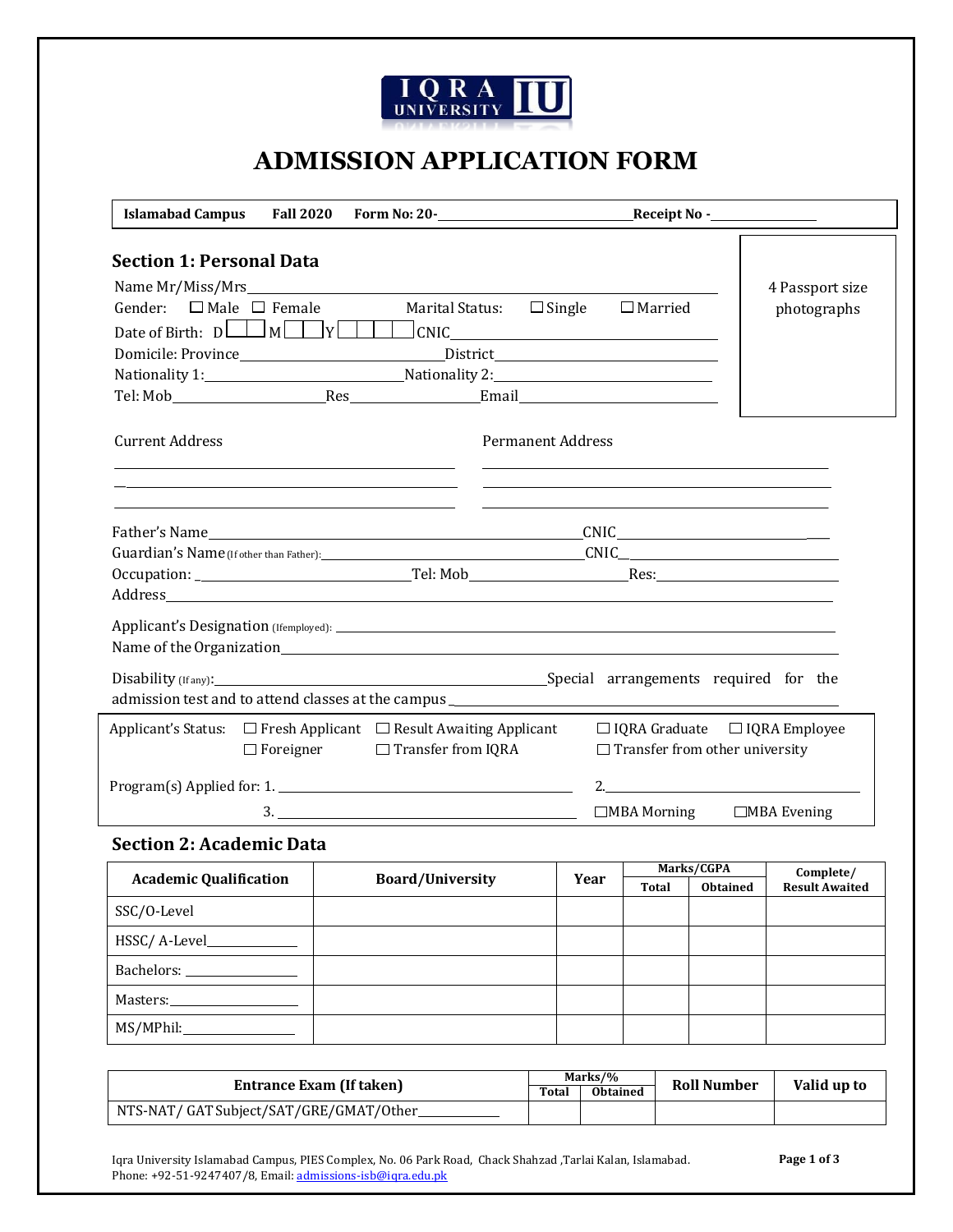# ADMISSION APPLICATION FORM

**Islamabad Campus** **Fall 2020** **Form No: 20-**\_\_\_\_\_\_\_\_\_\_\_\_\_\_\_\_\_\_\_\_ **Receipt No -**\_\_\_\_\_\_\_\_\_\_\_\_

## Section 1: Personal Data

4 Passport size photographs

Name Mr/Miss/Mrs\_\_\_\_\_\_\_\_\_\_\_\_\_\_\_\_\_\_\_\_\_\_\_\_\_\_\_\_\_\_\_\_\_\_\_\_\_\_\_\_

Gender: ☐ Male ☐ Female Marital Status: ☐ Single ☐ Married

Date of Birth: D☐☐ M☐☐ Y☐☐☐☐ CNIC\_\_\_\_\_\_\_\_\_\_\_\_\_\_\_\_\_\_\_\_\_\_\_\_\_\_\_\_

Domicile: Province\_\_\_\_\_\_\_\_\_\_\_\_\_\_\_\_\_\_\_\_ District\_\_\_\_\_\_\_\_\_\_\_\_\_\_\_\_\_\_\_\_\_\_\_

Nationality 1:\_\_\_\_\_\_\_\_\_\_\_\_\_\_\_\_\_\_\_\_ Nationality 2:\_\_\_\_\_\_\_\_\_\_\_\_\_\_\_\_\_\_\_\_\_\_\_

Tel: Mob\_\_\_\_\_\_\_\_\_\_\_\_\_\_\_\_ Res\_\_\_\_\_\_\_\_\_\_\_\_\_\_ Email\_\_\_\_\_\_\_\_\_\_\_\_\_\_\_\_\_\_\_\_\_

Current Address

\_\_\_\_\_\_\_\_\_\_\_\_\_\_\_\_\_\_\_\_\_\_\_\_\_\_\_\_\_\_\_\_\_\_\_\_\_\_\_\_

\_\_\_\_\_\_\_\_\_\_\_\_\_\_\_\_\_\_\_\_\_\_\_\_\_\_\_\_\_\_\_\_\_\_\_\_\_\_\_\_

\_\_\_\_\_\_\_\_\_\_\_\_\_\_\_\_\_\_\_\_\_\_\_\_\_\_\_\_\_\_\_\_\_\_\_\_\_\_\_\_

Permanent Address

\_\_\_\_\_\_\_\_\_\_\_\_\_\_\_\_\_\_\_\_\_\_\_\_\_\_\_\_\_\_\_\_\_\_\_\_\_\_\_\_

\_\_\_\_\_\_\_\_\_\_\_\_\_\_\_\_\_\_\_\_\_\_\_\_\_\_\_\_\_\_\_\_\_\_\_\_\_\_\_\_

\_\_\_\_\_\_\_\_\_\_\_\_\_\_\_\_\_\_\_\_\_\_\_\_\_\_\_\_\_\_\_\_\_\_\_\_\_\_\_\_

Father's Name\_\_\_\_\_\_\_\_\_\_\_\_\_\_\_\_\_\_\_\_\_\_\_\_\_\_\_\_\_\_\_\_\_\_\_\_\_\_ CNIC\_\_\_\_\_\_\_\_\_\_\_\_\_\_\_\_\_\_\_\_\_\_

Guardian's Name (If other than Father):\_\_\_\_\_\_\_\_\_\_\_\_\_\_\_\_\_\_\_\_\_\_\_\_\_\_\_\_ CNIC\_\_\_\_\_\_\_\_\_\_\_\_\_\_\_\_\_\_\_\_\_\_

Occupation: \_\_\_\_\_\_\_\_\_\_\_\_\_\_\_\_\_\_\_\_\_\_ Tel: Mob\_\_\_\_\_\_\_\_\_\_\_\_\_\_\_\_\_\_ Res:\_\_\_\_\_\_\_\_\_\_\_\_\_\_\_\_\_\_

Address\_\_\_\_\_\_\_\_\_\_\_\_\_\_\_\_\_\_\_\_\_\_\_\_\_\_\_\_\_\_\_\_\_\_\_\_\_\_\_\_\_\_\_\_\_\_\_\_\_\_\_\_\_\_\_\_\_\_\_\_\_\_\_\_\_\_

Applicant's Designation (If employed): \_\_\_\_\_\_\_\_\_\_\_\_\_\_\_\_\_\_\_\_\_\_\_\_\_\_\_\_\_\_\_\_\_\_\_\_\_\_\_\_\_\_\_\_\_\_\_\_\_\_

Name of the Organization\_\_\_\_\_\_\_\_\_\_\_\_\_\_\_\_\_\_\_\_\_\_\_\_\_\_\_\_\_\_\_\_\_\_\_\_\_\_\_\_\_\_\_\_\_\_\_\_\_\_\_\_\_\_

Disability (If any):\_\_\_\_\_\_\_\_\_\_\_\_\_\_\_\_\_\_\_\_\_\_\_\_\_\_\_\_\_\_\_\_\_\_\_\_\_\_ Special arrangements required for the admission test and to attend classes at the campus \_\_\_\_\_\_\_\_\_\_\_\_\_\_\_\_\_\_\_\_\_\_\_\_\_\_\_\_\_\_\_\_\_\_\_\_\_\_\_\_\_\_\_\_\_\_\_\_\_\_

Applicant's Status: ☐ Fresh Applicant ☐ Result Awaiting Applicant ☐ IQRA Graduate ☐ IQRA Employee ☐ Foreigner ☐ Transfer from IQRA ☐ Transfer from other university

Program(s) Applied for: 1. \_\_\_\_\_\_\_\_\_\_\_\_\_\_\_\_\_\_\_\_\_\_\_\_\_\_\_\_\_\_\_\_\_\_\_\_ 2.\_\_\_\_\_\_\_\_\_\_\_\_\_\_\_\_\_\_\_\_\_\_\_\_\_\_\_\_\_\_\_\_\_\_

3. \_\_\_\_\_\_\_\_\_\_\_\_\_\_\_\_\_\_\_\_\_\_\_\_\_\_\_\_\_\_\_\_\_\_\_\_ ☐MBA Morning ☐MBA Evening

## Section 2: Academic Data

| Academic Qualification | Board/University | Year | Marks/CGPA | | Complete/ Result Awaited |
|---|---|---|---|---|---|
| | | | Total | Obtained | |
| SSC/O-Level | | | | | |
| HSSC/ A-Level\_\_\_\_\_\_\_\_\_\_\_\_ | | | | | |
| Bachelors: \_\_\_\_\_\_\_\_\_\_\_\_ | | | | | |
| Masters:\_\_\_\_\_\_\_\_\_\_\_\_ | | | | | |
| MS/MPhil:\_\_\_\_\_\_\_\_\_\_\_\_ | | | | | |

| Entrance Exam (If taken) | Marks/% | | Roll Number | Valid up to |
|---|---|---|---|---|
| | Total | Obtained | | |
| NTS-NAT/ GAT Subject/SAT/GRE/GMAT/Other\_\_\_\_\_\_\_\_\_\_\_\_ | | | | |

Iqra University Islamabad Campus, PIES Complex, No. 06 Park Road, Chack Shahzad ,Tarlai Kalan, Islamabad.
Phone: +92-51-9247407/8, Email: admissions-isb@iqra.edu.pk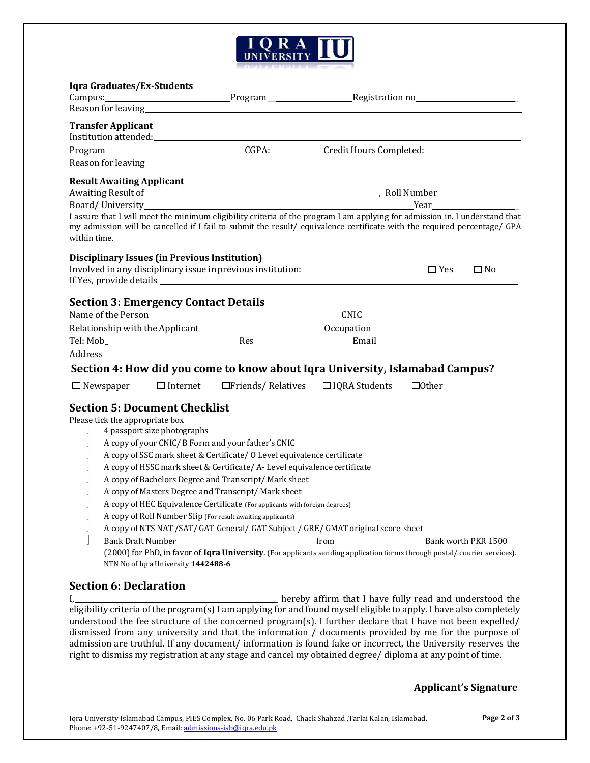IQRA UNIVERSITY IU

**Iqra Graduates/Ex-Students**

Campus:\_\_\_\_\_\_\_\_\_\_\_\_\_\_\_\_ Program \_\_\_\_\_\_\_\_\_\_\_\_\_\_\_\_ Registration no\_\_\_\_\_\_\_\_\_\_\_\_\_\_\_\_

Reason for leaving\_\_\_\_\_\_\_\_\_\_\_\_\_\_\_\_\_\_\_\_\_\_\_\_\_\_\_\_\_\_\_\_

**Transfer Applicant**

Institution attended:\_\_\_\_\_\_\_\_\_\_\_\_\_\_\_\_\_\_\_\_\_\_\_\_\_\_\_\_\_\_\_\_

Program\_\_\_\_\_\_\_\_\_\_\_\_\_\_\_\_ CGPA:\_\_\_\_\_\_\_\_ Credit Hours Completed:\_\_\_\_\_\_\_\_\_\_\_\_\_\_\_\_

Reason for leaving\_\_\_\_\_\_\_\_\_\_\_\_\_\_\_\_\_\_\_\_\_\_\_\_\_\_\_\_\_\_\_\_

**Result Awaiting Applicant**

Awaiting Result of\_\_\_\_\_\_\_\_\_\_\_\_\_\_\_\_\_\_\_\_\_\_\_\_\_\_\_\_\_\_\_\_, Roll Number\_\_\_\_\_\_\_\_\_\_\_\_\_\_\_\_

Board/ University\_\_\_\_\_\_\_\_\_\_\_\_\_\_\_\_\_\_\_\_\_\_\_\_\_\_\_\_\_\_\_\_ Year\_\_\_\_\_\_\_\_\_\_\_\_\_\_\_\_

I assure that I will meet the minimum eligibility criteria of the program I am applying for admission in. I understand that my admission will be cancelled if I fail to submit the result/ equivalence certificate with the required percentage/ GPA within time.

**Disciplinary Issues (in Previous Institution)**

Involved in any disciplinary issue in previous institution: ☐ Yes ☐ No

If Yes, provide details \_\_\_\_\_\_\_\_\_\_\_\_\_\_\_\_\_\_\_\_\_\_\_\_\_\_\_\_\_\_\_\_

## Section 3: Emergency Contact Details

Name of the Person\_\_\_\_\_\_\_\_\_\_\_\_\_\_\_\_\_\_\_\_\_\_\_\_ CNIC\_\_\_\_\_\_\_\_\_\_\_\_\_\_\_\_\_\_\_\_\_\_\_\_

Relationship with the Applicant\_\_\_\_\_\_\_\_\_\_\_\_\_\_\_\_ Occupation\_\_\_\_\_\_\_\_\_\_\_\_\_\_\_\_\_\_\_\_\_\_\_\_

Tel: Mob\_\_\_\_\_\_\_\_\_\_\_\_\_\_\_\_ Res\_\_\_\_\_\_\_\_\_\_\_\_\_\_\_\_ Email\_\_\_\_\_\_\_\_\_\_\_\_\_\_\_\_

Address\_\_\_\_\_\_\_\_\_\_\_\_\_\_\_\_\_\_\_\_\_\_\_\_\_\_\_\_\_\_\_\_

## Section 4: How did you come to know about Iqra University, Islamabad Campus?

☐ Newspaper ☐ Internet ☐ Friends/ Relatives ☐ IQRA Students ☐ Other\_\_\_\_\_\_\_\_\_\_\_\_\_\_\_\_

## Section 5: Document Checklist

Please tick the appropriate box

- ☐ 4 passport size photographs
- ☐ A copy of your CNIC/ B Form and your father's CNIC
- ☐ A copy of SSC mark sheet & Certificate/ O Level equivalence certificate
- ☐ A copy of HSSC mark sheet & Certificate/ A- Level equivalence certificate
- ☐ A copy of Bachelors Degree and Transcript/ Mark sheet
- ☐ A copy of Masters Degree and Transcript/ Mark sheet
- ☐ A copy of HEC Equivalence Certificate (For applicants with foreign degrees)
- ☐ A copy of Roll Number Slip (For result awaiting applicants)
- ☐ A copy of NTS NAT /SAT/ GAT General/ GAT Subject / GRE/ GMAT original score sheet
- ☐ Bank Draft Number\_\_\_\_\_\_\_\_\_\_\_\_\_\_\_\_ from\_\_\_\_\_\_\_\_\_\_\_\_\_\_\_\_ Bank worth PKR 1500 (2000) for PhD, in favor of **Iqra University**. (For applicants sending application forms through postal/ courier services). NTN No of Iqra University **1442488-6**

## Section 6: Declaration

I,\_\_\_\_\_\_\_\_\_\_\_\_\_\_\_\_\_\_\_\_\_\_\_\_\_\_\_\_\_\_\_\_ hereby affirm that I have fully read and understood the eligibility criteria of the program(s) I am applying for and found myself eligible to apply. I have also completely understood the fee structure of the concerned program(s). I further declare that I have not been expelled/ dismissed from any university and that the information / documents provided by me for the purpose of admission are truthful. If any document/ information is found fake or incorrect, the University reserves the right to dismiss my registration at any stage and cancel my obtained degree/ diploma at any point of time.

**Applicant's Signature**

Iqra University Islamabad Campus, PIES Complex, No. 06 Park Road, Chack Shahzad ,Tarlai Kalan, Islamabad.
Phone: +92-51-9247407/8, Email: admissions-isb@iqra.edu.pk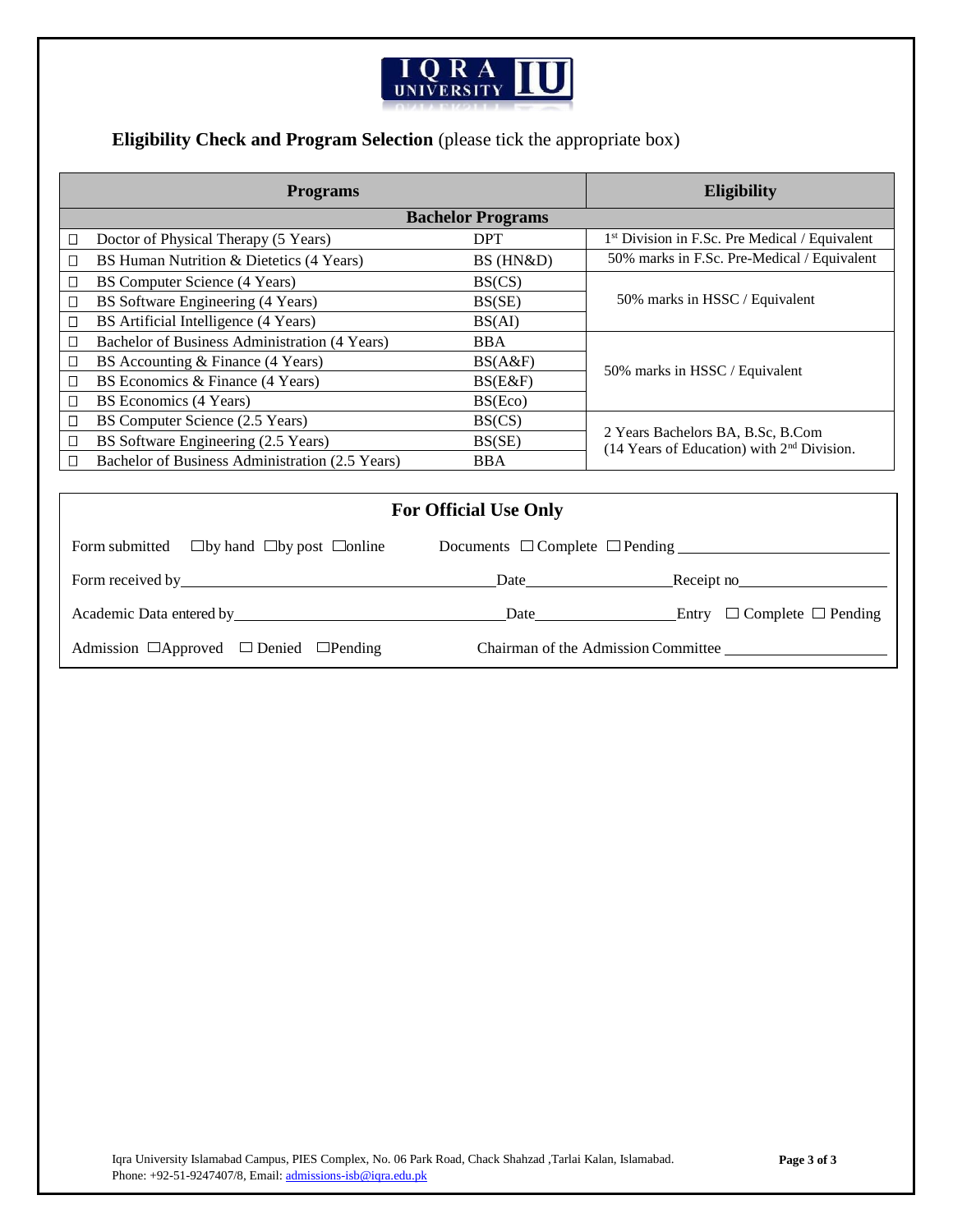IQRA UNIVERSITY IU

## Eligibility Check and Program Selection (please tick the appropriate box)

| Programs | | Eligibility |
|---|---|---|
| **Bachelor Programs** | | |
| ☐ Doctor of Physical Therapy (5 Years) | DPT | 1st Division in F.Sc. Pre Medical / Equivalent |
| ☐ BS Human Nutrition & Dietetics (4 Years) | BS (HN&D) | 50% marks in F.Sc. Pre-Medical / Equivalent |
| ☐ BS Computer Science (4 Years) | BS(CS) | 50% marks in HSSC / Equivalent |
| ☐ BS Software Engineering (4 Years) | BS(SE) | |
| ☐ BS Artificial Intelligence (4 Years) | BS(AI) | |
| ☐ Bachelor of Business Administration (4 Years) | BBA | 50% marks in HSSC / Equivalent |
| ☐ BS Accounting & Finance (4 Years) | BS(A&F) | |
| ☐ BS Economics & Finance (4 Years) | BS(E&F) | |
| ☐ BS Economics (4 Years) | BS(Eco) | |
| ☐ BS Computer Science (2.5 Years) | BS(CS) | 2 Years Bachelors BA, B.Sc, B.Com (14 Years of Education) with 2nd Division. |
| ☐ BS Software Engineering (2.5 Years) | BS(SE) | |
| ☐ Bachelor of Business Administration (2.5 Years) | BBA | |

### For Official Use Only

Form submitted ☐by hand ☐by post ☐online    Documents ☐ Complete ☐ Pending ____________________

Form received by ______________________________ Date ______________ Receipt no ______________

Academic Data entered by ______________________________ Date ______________ Entry ☐ Complete ☐ Pending

Admission ☐Approved ☐ Denied ☐Pending    Chairman of the Admission Committee ______________

Iqra University Islamabad Campus, PIES Complex, No. 06 Park Road, Chack Shahzad ,Tarlai Kalan, Islamabad.
Phone: +92-51-9247407/8, Email: admissions-isb@iqra.edu.pk